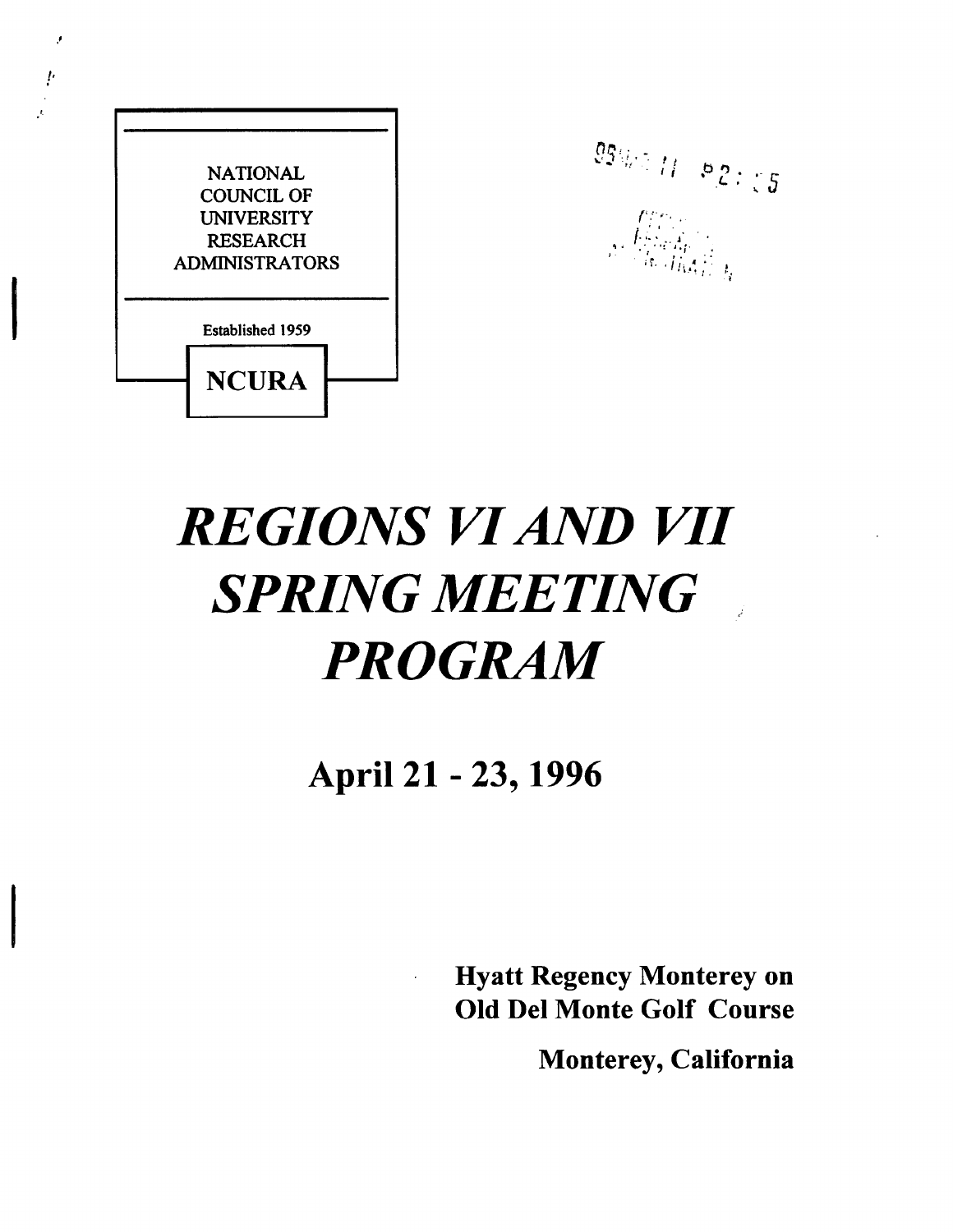NATIONAL COUNCIL OF UNIVERSITY RESEARCH ADMINISTRATORS

Established 1959

**NCURA**

# *REGIONS VI AND VII SPRING MEETING PROGRAM*

## April 21 - 23, 1996

**Hyatt Regency Monterey on Old Del Monte Golf Course**

**Monterey, California**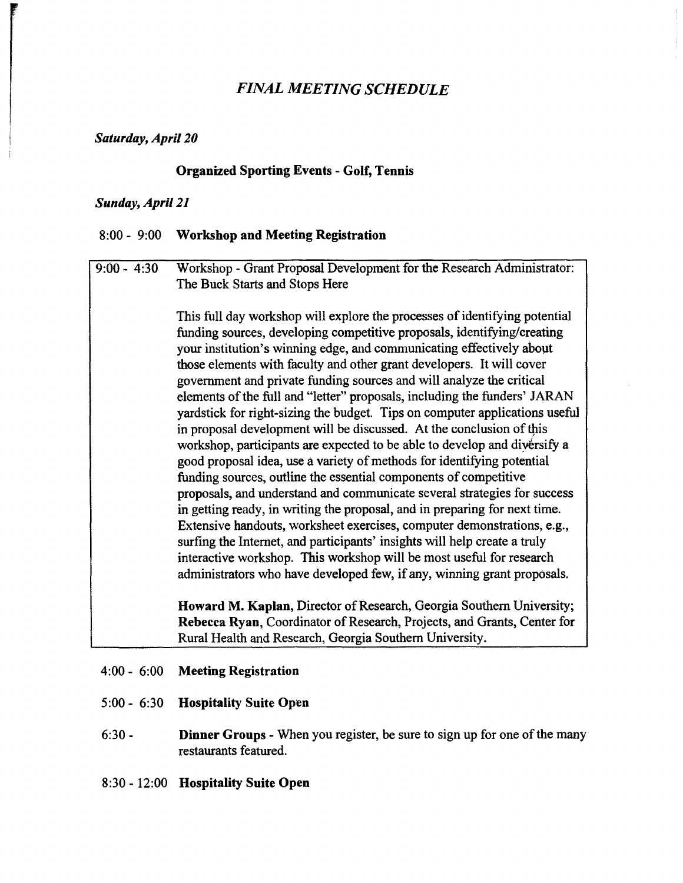# *FINAL MEETING SCHEDULE*

***Saturday, April 20***

**Organized Sporting Events - Golf, Tennis**

***Sunday, April 21***

8:00 - 9:00 **Workshop and Meeting Registration**

9:00 - 4:30 Workshop - Grant Proposal Development for the Research Administrator: The Buck Starts and Stops Here

This full day workshop will explore the processes of identifying potential funding sources, developing competitive proposals, identifying/creating your institution's winning edge, and communicating effectively about those elements with faculty and other grant developers. It will cover government and private funding sources and will analyze the critical elements of the full and "letter" proposals, including the funders' JARAN yardstick for right-sizing the budget. Tips on computer applications useful in proposal development will be discussed. At the conclusion of this workshop, participants are expected to be able to develop and diversify a good proposal idea, use a variety of methods for identifying potential funding sources, outline the essential components of competitive proposals, and understand and communicate several strategies for success in getting ready, in writing the proposal, and in preparing for next time. Extensive handouts, worksheet exercises, computer demonstrations, e.g., surfing the Internet, and participants' insights will help create a truly interactive workshop. This workshop will be most useful for research administrators who have developed few, if any, winning grant proposals.

**Howard M. Kaplan**, Director of Research, Georgia Southern University; **Rebecca Ryan**, Coordinator of Research, Projects, and Grants, Center for Rural Health and Research, Georgia Southern University.

4:00 - 6:00 **Meeting Registration**

5:00 - 6:30 **Hospitality Suite Open**

6:30 - **Dinner Groups** - When you register, be sure to sign up for one of the many restaurants featured.

8:30 - 12:00 **Hospitality Suite Open**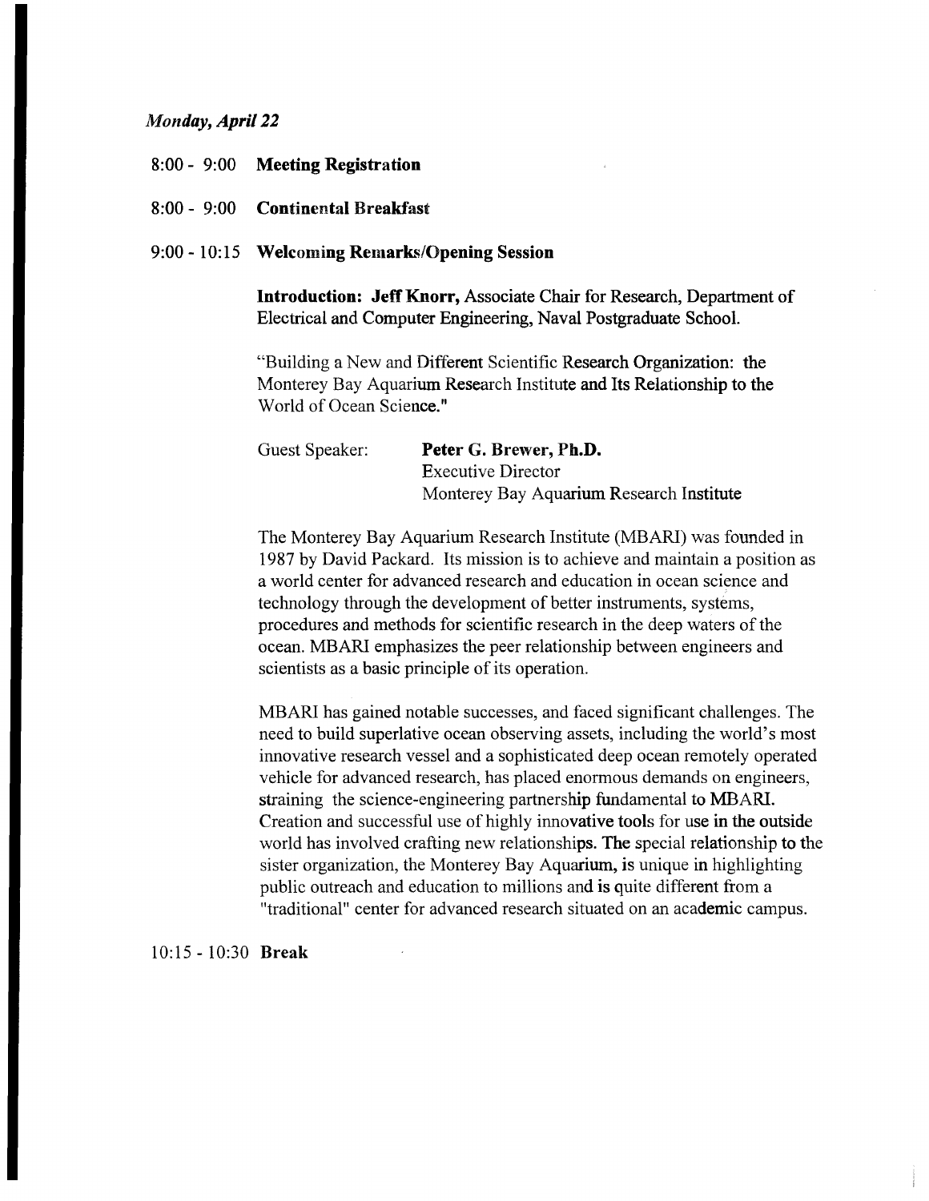*Monday, April 22*

8:00 - 9:00 **Meeting Registration**

8:00 - 9:00 **Continental Breakfast**

9:00 - 10:15 **Welcoming Remarks/Opening Session**

**Introduction: Jeff Knorr,** Associate Chair for Research, Department of Electrical and Computer Engineering, Naval Postgraduate School.

"Building a New and Different Scientific Research Organization: the Monterey Bay Aquarium Research Institute and Its Relationship to the World of Ocean Science."

Guest Speaker: **Peter G. Brewer, Ph.D.**
Executive Director
Monterey Bay Aquarium Research Institute

The Monterey Bay Aquarium Research Institute (MBARI) was founded in 1987 by David Packard. Its mission is to achieve and maintain a position as a world center for advanced research and education in ocean science and technology through the development of better instruments, systems, procedures and methods for scientific research in the deep waters of the ocean. MBARI emphasizes the peer relationship between engineers and scientists as a basic principle of its operation.

MBARI has gained notable successes, and faced significant challenges. The need to build superlative ocean observing assets, including the world's most innovative research vessel and a sophisticated deep ocean remotely operated vehicle for advanced research, has placed enormous demands on engineers, straining the science-engineering partnership fundamental to MBARI. Creation and successful use of highly innovative tools for use in the outside world has involved crafting new relationships. The special relationship to the sister organization, the Monterey Bay Aquarium, is unique in highlighting public outreach and education to millions and is quite different from a "traditional" center for advanced research situated on an academic campus.

10:15 - 10:30 **Break**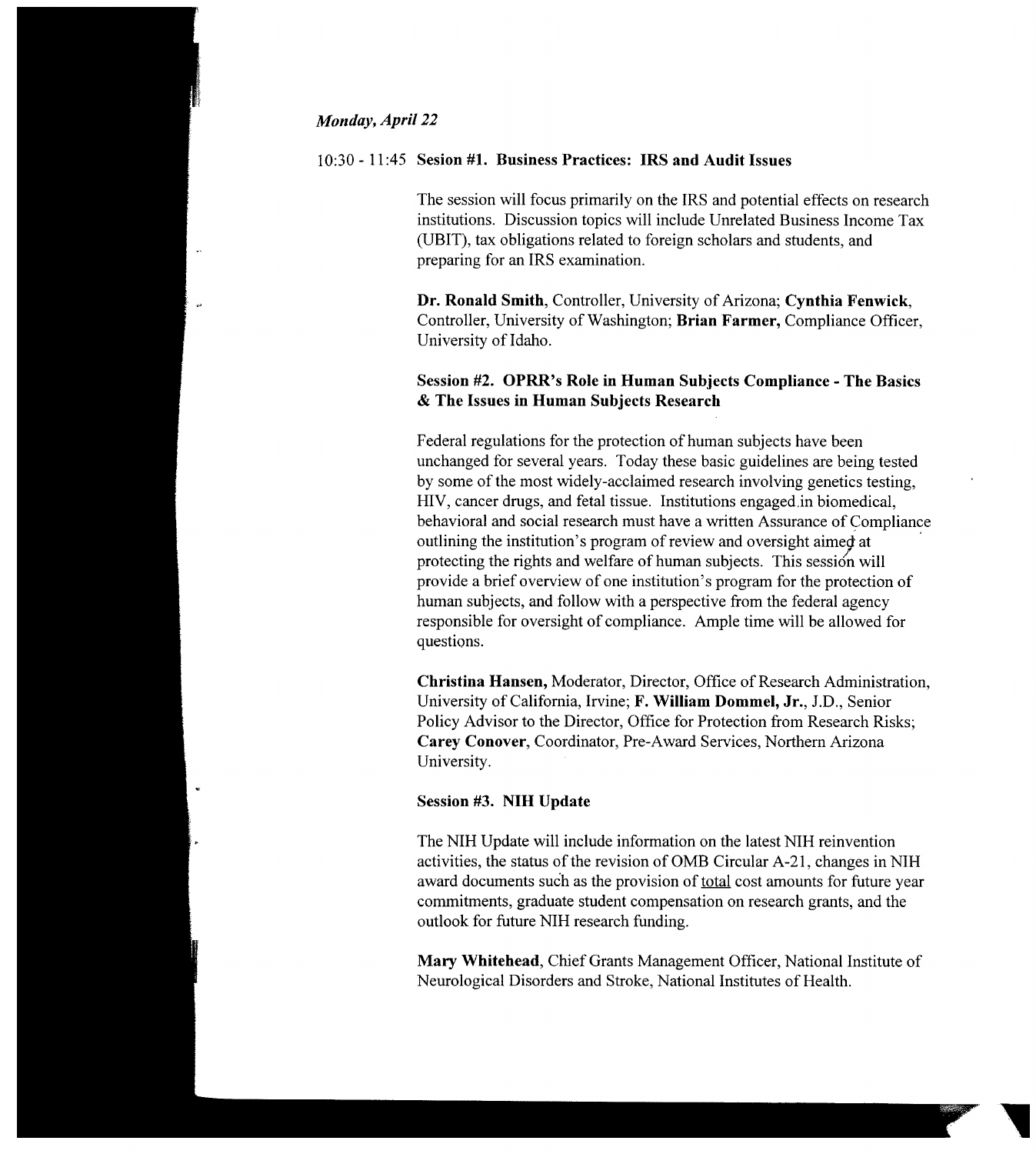*Monday, April 22*

10:30 - 11:45 **Sesion #1. Business Practices: IRS and Audit Issues**

The session will focus primarily on the IRS and potential effects on research institutions. Discussion topics will include Unrelated Business Income Tax (UBIT), tax obligations related to foreign scholars and students, and preparing for an IRS examination.

**Dr. Ronald Smith**, Controller, University of Arizona; **Cynthia Fenwick**, Controller, University of Washington; **Brian Farmer,** Compliance Officer, University of Idaho.

**Session #2. OPRR's Role in Human Subjects Compliance - The Basics & The Issues in Human Subjects Research**

Federal regulations for the protection of human subjects have been unchanged for several years. Today these basic guidelines are being tested by some of the most widely-acclaimed research involving genetics testing, HIV, cancer drugs, and fetal tissue. Institutions engaged in biomedical, behavioral and social research must have a written Assurance of Compliance outlining the institution's program of review and oversight aimed at protecting the rights and welfare of human subjects. This session will provide a brief overview of one institution's program for the protection of human subjects, and follow with a perspective from the federal agency responsible for oversight of compliance. Ample time will be allowed for questions.

**Christina Hansen,** Moderator, Director, Office of Research Administration, University of California, Irvine; **F. William Dommel, Jr.**, J.D., Senior Policy Advisor to the Director, Office for Protection from Research Risks; **Carey Conover**, Coordinator, Pre-Award Services, Northern Arizona University.

**Session #3. NIH Update**

The NIH Update will include information on the latest NIH reinvention activities, the status of the revision of OMB Circular A-21, changes in NIH award documents such as the provision of <u>total</u> cost amounts for future year commitments, graduate student compensation on research grants, and the outlook for future NIH research funding.

**Mary Whitehead**, Chief Grants Management Officer, National Institute of Neurological Disorders and Stroke, National Institutes of Health.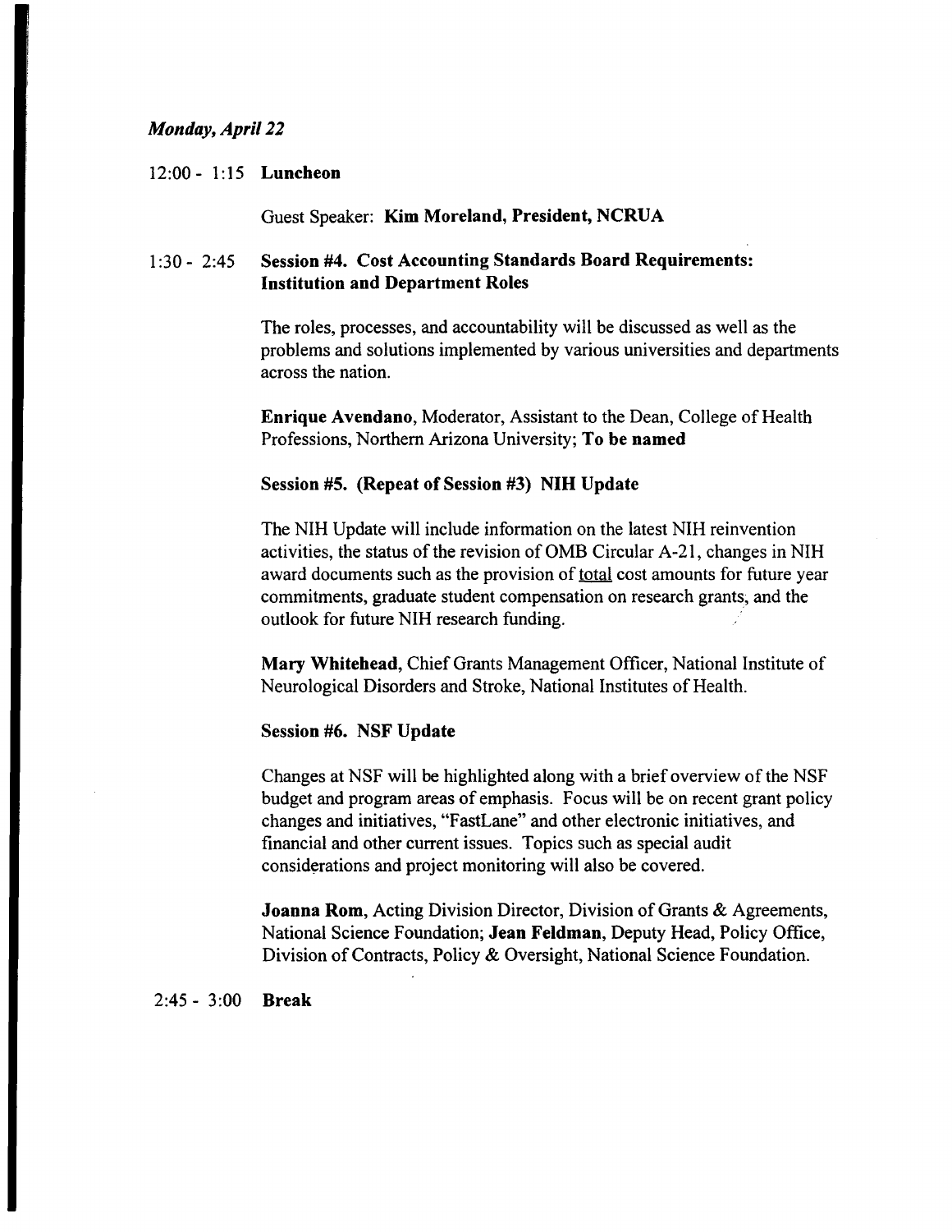*Monday, April 22*

12:00 - 1:15 **Luncheon**

Guest Speaker: **Kim Moreland, President, NCRUA**

1:30 - 2:45 **Session #4. Cost Accounting Standards Board Requirements: Institution and Department Roles**

The roles, processes, and accountability will be discussed as well as the problems and solutions implemented by various universities and departments across the nation.

**Enrique Avendano**, Moderator, Assistant to the Dean, College of Health Professions, Northern Arizona University; **To be named**

**Session #5. (Repeat of Session #3) NIH Update**

The NIH Update will include information on the latest NIH reinvention activities, the status of the revision of OMB Circular A-21, changes in NIH award documents such as the provision of total cost amounts for future year commitments, graduate student compensation on research grants, and the outlook for future NIH research funding.

**Mary Whitehead**, Chief Grants Management Officer, National Institute of Neurological Disorders and Stroke, National Institutes of Health.

**Session #6. NSF Update**

Changes at NSF will be highlighted along with a brief overview of the NSF budget and program areas of emphasis. Focus will be on recent grant policy changes and initiatives, "FastLane" and other electronic initiatives, and financial and other current issues. Topics such as special audit considerations and project monitoring will also be covered.

**Joanna Rom**, Acting Division Director, Division of Grants & Agreements, National Science Foundation; **Jean Feldman**, Deputy Head, Policy Office, Division of Contracts, Policy & Oversight, National Science Foundation.

2:45 - 3:00 **Break**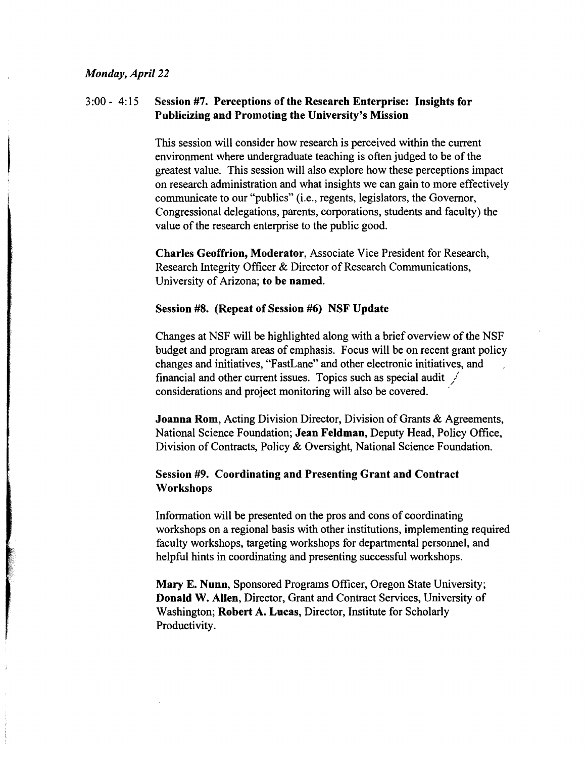*Monday, April 22*

3:00 - 4:15 **Session #7. Perceptions of the Research Enterprise: Insights for Publicizing and Promoting the University's Mission**

This session will consider how research is perceived within the current environment where undergraduate teaching is often judged to be of the greatest value. This session will also explore how these perceptions impact on research administration and what insights we can gain to more effectively communicate to our "publics" (i.e., regents, legislators, the Governor, Congressional delegations, parents, corporations, students and faculty) the value of the research enterprise to the public good.

**Charles Geoffrion, Moderator**, Associate Vice President for Research, Research Integrity Officer & Director of Research Communications, University of Arizona; **to be named.**

**Session #8. (Repeat of Session #6) NSF Update**

Changes at NSF will be highlighted along with a brief overview of the NSF budget and program areas of emphasis. Focus will be on recent grant policy changes and initiatives, "FastLane" and other electronic initiatives, and financial and other current issues. Topics such as special audit considerations and project monitoring will also be covered.

**Joanna Rom**, Acting Division Director, Division of Grants & Agreements, National Science Foundation; **Jean Feldman**, Deputy Head, Policy Office, Division of Contracts, Policy & Oversight, National Science Foundation.

**Session #9. Coordinating and Presenting Grant and Contract Workshops**

Information will be presented on the pros and cons of coordinating workshops on a regional basis with other institutions, implementing required faculty workshops, targeting workshops for departmental personnel, and helpful hints in coordinating and presenting successful workshops.

**Mary E. Nunn**, Sponsored Programs Officer, Oregon State University; **Donald W. Allen**, Director, Grant and Contract Services, University of Washington; **Robert A. Lucas**, Director, Institute for Scholarly Productivity.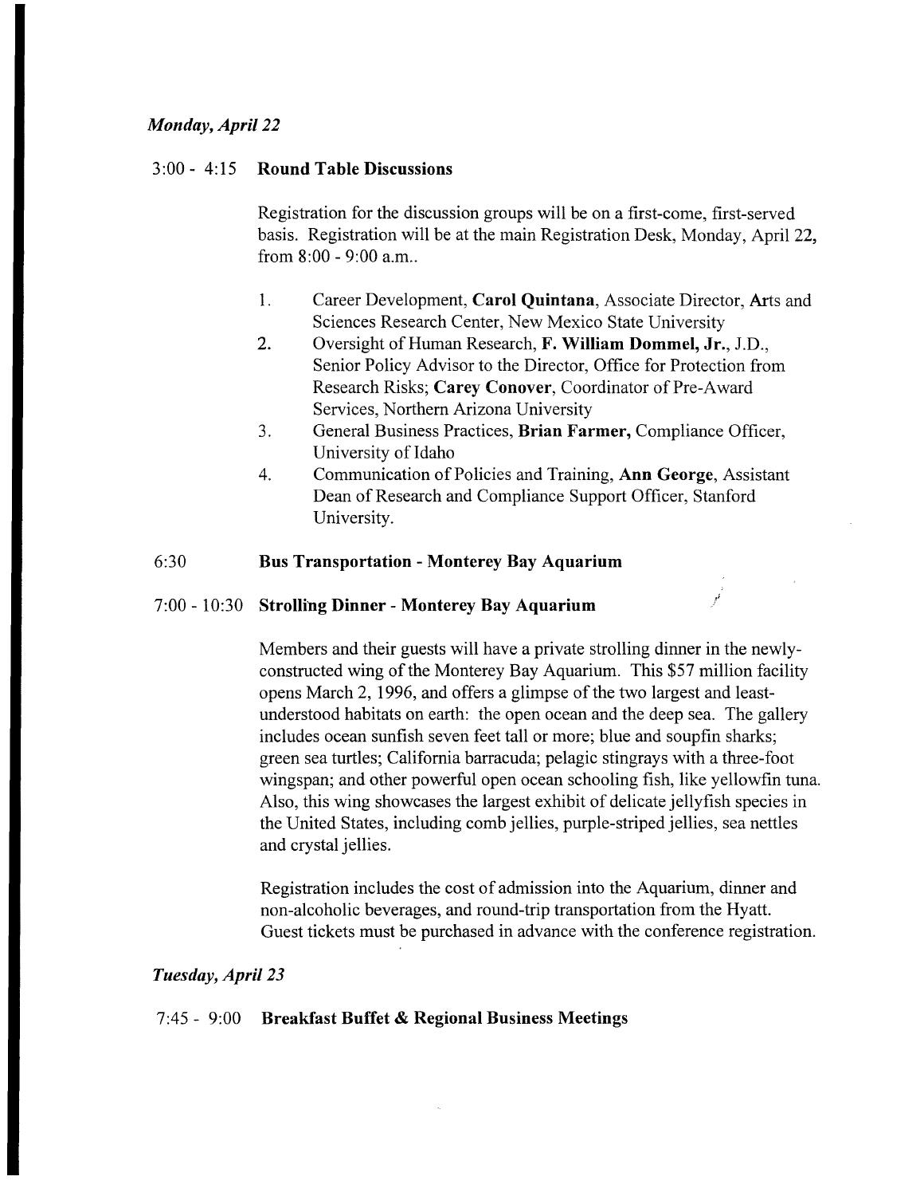*Monday, April 22*

3:00 - 4:15 **Round Table Discussions**

Registration for the discussion groups will be on a first-come, first-served basis. Registration will be at the main Registration Desk, Monday, April 22, from 8:00 - 9:00 a.m..

1. Career Development, **Carol Quintana**, Associate Director, Arts and Sciences Research Center, New Mexico State University
2. Oversight of Human Research, **F. William Dommel, Jr.**, J.D., Senior Policy Advisor to the Director, Office for Protection from Research Risks; **Carey Conover**, Coordinator of Pre-Award Services, Northern Arizona University
3. General Business Practices, **Brian Farmer,** Compliance Officer, University of Idaho
4. Communication of Policies and Training, **Ann George**, Assistant Dean of Research and Compliance Support Officer, Stanford University.

6:30 **Bus Transportation - Monterey Bay Aquarium**

7:00 - 10:30 **Strolling Dinner - Monterey Bay Aquarium**

Members and their guests will have a private strolling dinner in the newly-constructed wing of the Monterey Bay Aquarium. This $57 million facility opens March 2, 1996, and offers a glimpse of the two largest and least-understood habitats on earth: the open ocean and the deep sea. The gallery includes ocean sunfish seven feet tall or more; blue and soupfin sharks; green sea turtles; California barracuda; pelagic stingrays with a three-foot wingspan; and other powerful open ocean schooling fish, like yellowfin tuna. Also, this wing showcases the largest exhibit of delicate jellyfish species in the United States, including comb jellies, purple-striped jellies, sea nettles and crystal jellies.

Registration includes the cost of admission into the Aquarium, dinner and non-alcoholic beverages, and round-trip transportation from the Hyatt. Guest tickets must be purchased in advance with the conference registration.

*Tuesday, April 23*

7:45 - 9:00 **Breakfast Buffet & Regional Business Meetings**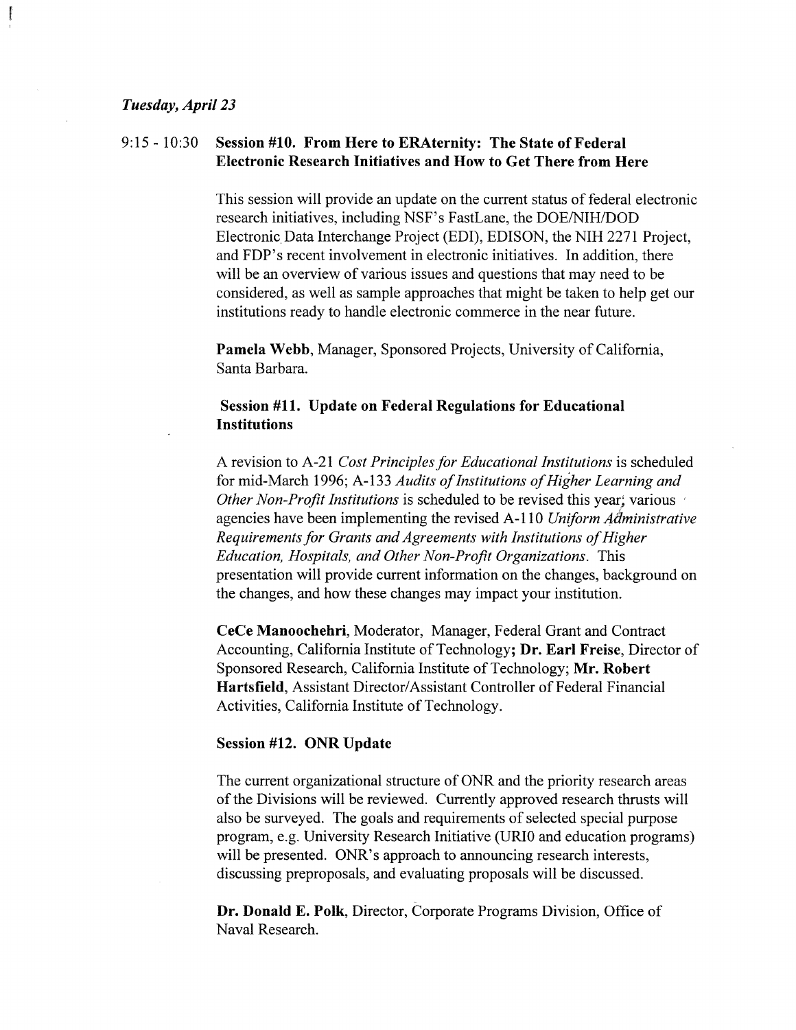*Tuesday, April 23*

9:15 - 10:30 **Session #10. From Here to ERAternity: The State of Federal Electronic Research Initiatives and How to Get There from Here**

This session will provide an update on the current status of federal electronic research initiatives, including NSF's FastLane, the DOE/NIH/DOD Electronic Data Interchange Project (EDI), EDISON, the NIH 2271 Project, and FDP's recent involvement in electronic initiatives. In addition, there will be an overview of various issues and questions that may need to be considered, as well as sample approaches that might be taken to help get our institutions ready to handle electronic commerce in the near future.

**Pamela Webb**, Manager, Sponsored Projects, University of California, Santa Barbara.

**Session #11. Update on Federal Regulations for Educational Institutions**

A revision to A-21 *Cost Principles for Educational Institutions* is scheduled for mid-March 1996; A-133 *Audits of Institutions of Higher Learning and Other Non-Profit Institutions* is scheduled to be revised this year; various agencies have been implementing the revised A-110 *Uniform Administrative Requirements for Grants and Agreements with Institutions of Higher Education, Hospitals, and Other Non-Profit Organizations*. This presentation will provide current information on the changes, background on the changes, and how these changes may impact your institution.

**CeCe Manoochehri**, Moderator, Manager, Federal Grant and Contract Accounting, California Institute of Technology; **Dr. Earl Freise**, Director of Sponsored Research, California Institute of Technology; **Mr. Robert Hartsfield**, Assistant Director/Assistant Controller of Federal Financial Activities, California Institute of Technology.

**Session #12. ONR Update**

The current organizational structure of ONR and the priority research areas of the Divisions will be reviewed. Currently approved research thrusts will also be surveyed. The goals and requirements of selected special purpose program, e.g. University Research Initiative (URI0 and education programs) will be presented. ONR's approach to announcing research interests, discussing preproposals, and evaluating proposals will be discussed.

**Dr. Donald E. Polk**, Director, Corporate Programs Division, Office of Naval Research.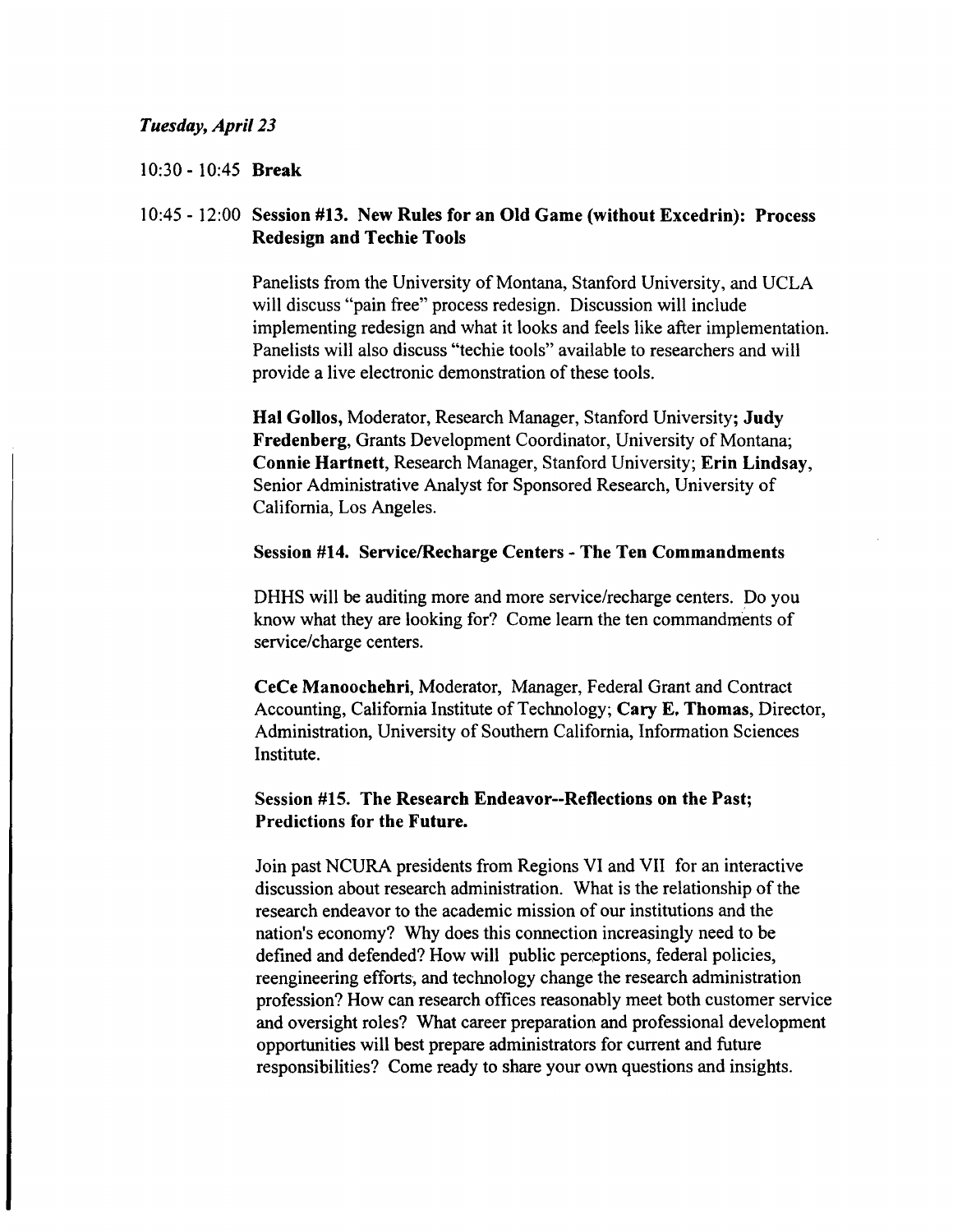*Tuesday, April 23*

10:30 - 10:45 **Break**

10:45 - 12:00 **Session #13. New Rules for an Old Game (without Excedrin): Process Redesign and Techie Tools**

Panelists from the University of Montana, Stanford University, and UCLA will discuss "pain free" process redesign. Discussion will include implementing redesign and what it looks and feels like after implementation. Panelists will also discuss "techie tools" available to researchers and will provide a live electronic demonstration of these tools.

**Hal Gollos,** Moderator, Research Manager, Stanford University; **Judy Fredenberg,** Grants Development Coordinator, University of Montana; **Connie Hartnett,** Research Manager, Stanford University; **Erin Lindsay,** Senior Administrative Analyst for Sponsored Research, University of California, Los Angeles.

**Session #14. Service/Recharge Centers - The Ten Commandments**

DHHS will be auditing more and more service/recharge centers. Do you know what they are looking for? Come learn the ten commandments of service/charge centers.

**CeCe Manoochehri,** Moderator, Manager, Federal Grant and Contract Accounting, California Institute of Technology; **Cary E. Thomas,** Director, Administration, University of Southern California, Information Sciences Institute.

**Session #15. The Research Endeavor--Reflections on the Past; Predictions for the Future.**

Join past NCURA presidents from Regions VI and VII for an interactive discussion about research administration. What is the relationship of the research endeavor to the academic mission of our institutions and the nation's economy? Why does this connection increasingly need to be defined and defended? How will public perceptions, federal policies, reengineering efforts, and technology change the research administration profession? How can research offices reasonably meet both customer service and oversight roles? What career preparation and professional development opportunities will best prepare administrators for current and future responsibilities? Come ready to share your own questions and insights.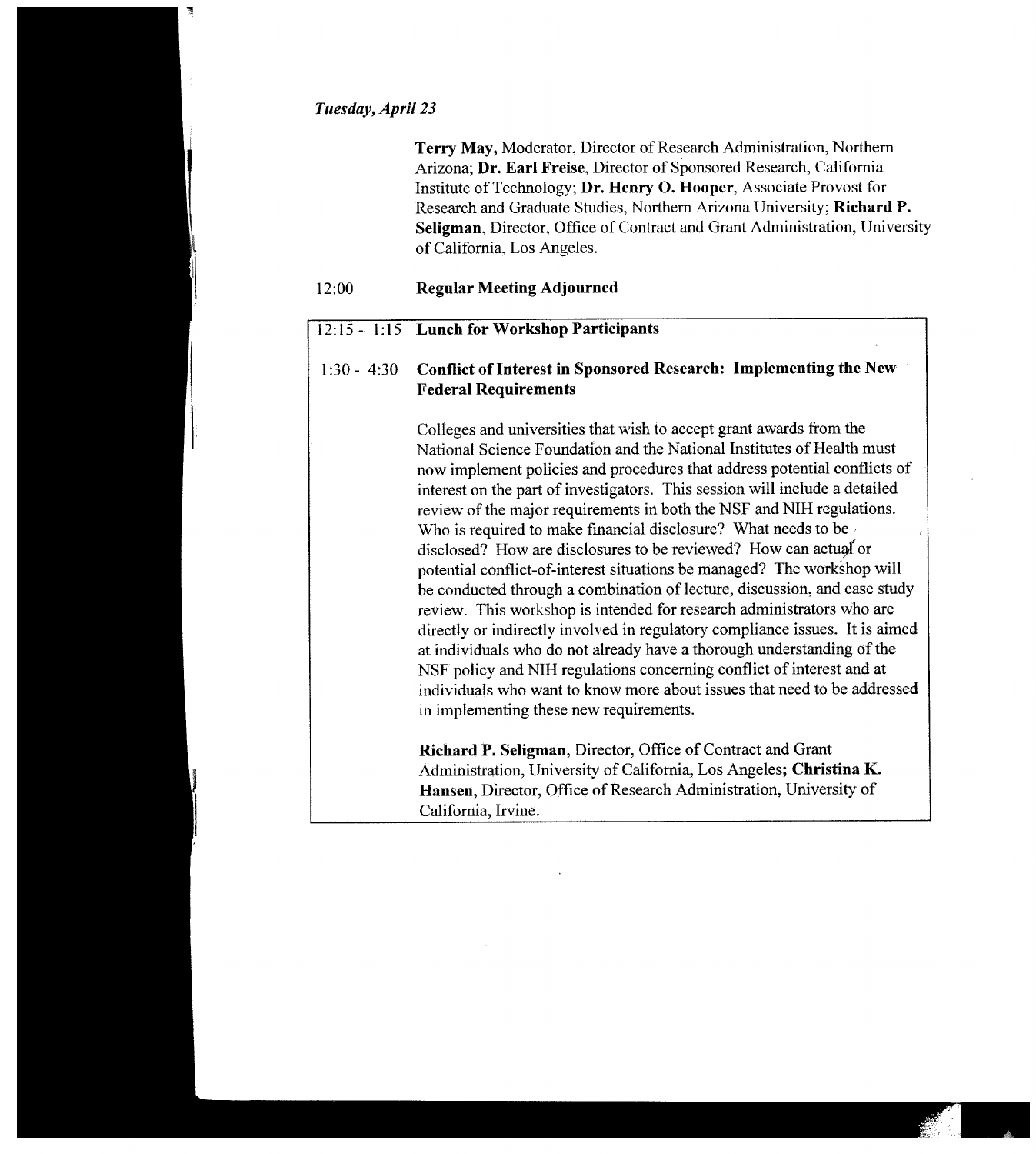*Tuesday, April 23*

**Terry May,** Moderator, Director of Research Administration, Northern Arizona; **Dr. Earl Freise**, Director of Sponsored Research, California Institute of Technology; **Dr. Henry O. Hooper**, Associate Provost for Research and Graduate Studies, Northern Arizona University; **Richard P. Seligman**, Director, Office of Contract and Grant Administration, University of California, Los Angeles.

12:00 **Regular Meeting Adjourned**

12:15 - 1:15 **Lunch for Workshop Participants**

1:30 - 4:30 **Conflict of Interest in Sponsored Research: Implementing the New Federal Requirements**

Colleges and universities that wish to accept grant awards from the National Science Foundation and the National Institutes of Health must now implement policies and procedures that address potential conflicts of interest on the part of investigators. This session will include a detailed review of the major requirements in both the NSF and NIH regulations. Who is required to make financial disclosure? What needs to be disclosed? How are disclosures to be reviewed? How can actual or potential conflict-of-interest situations be managed? The workshop will be conducted through a combination of lecture, discussion, and case study review. This workshop is intended for research administrators who are directly or indirectly involved in regulatory compliance issues. It is aimed at individuals who do not already have a thorough understanding of the NSF policy and NIH regulations concerning conflict of interest and at individuals who want to know more about issues that need to be addressed in implementing these new requirements.

**Richard P. Seligman**, Director, Office of Contract and Grant Administration, University of California, Los Angeles**; Christina K. Hansen**, Director, Office of Research Administration, University of California, Irvine.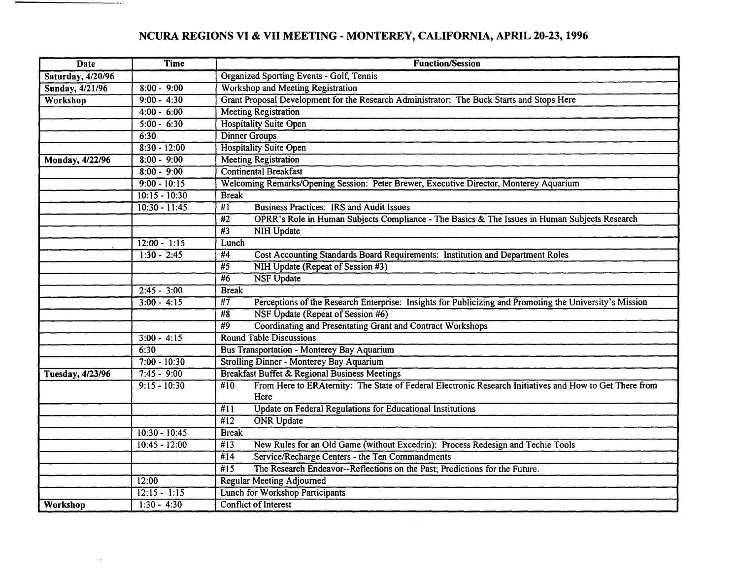## NCURA REGIONS VI & VII MEETING - MONTEREY, CALIFORNIA, APRIL 20-23, 1996

| Date | Time | Function/Session |
|---|---|---|
| **Saturday, 4/20/96** | | Organized Sporting Events - Golf, Tennis |
| **Sunday, 4/21/96** | 8:00 - 9:00 | Workshop and Meeting Registration |
| **Workshop** | 9:00 - 4:30 | Grant Proposal Development for the Research Administrator: The Buck Starts and Stops Here |
| | 4:00 - 6:00 | Meeting Registration |
| | 5:00 - 6:30 | Hospitality Suite Open |
| | 6:30 | Dinner Groups |
| | 8:30 - 12:00 | Hospitality Suite Open |
| **Monday, 4/22/96** | 8:00 - 9:00 | Meeting Registration |
| | 8:00 - 9:00 | Continental Breakfast |
| | 9:00 - 10:15 | Welcoming Remarks/Opening Session: Peter Brewer, Executive Director, Monterey Aquarium |
| | 10:15 - 10:30 | Break |
| | 10:30 - 11:45 | #1 Business Practices: IRS and Audit Issues |
| | | #2 OPRR's Role in Human Subjects Compliance - The Basics & The Issues in Human Subjects Research |
| | | #3 NIH Update |
| | 12:00 - 1:15 | Lunch |
| | 1:30 - 2:45 | #4 Cost Accounting Standards Board Requirements: Institution and Department Roles |
| | | #5 NIH Update (Repeat of Session #3) |
| | | #6 NSF Update |
| | 2:45 - 3:00 | Break |
| | 3:00 - 4:15 | #7 Perceptions of the Research Enterprise: Insights for Publicizing and Promoting the University's Mission |
| | | #8 NSF Update (Repeat of Session #6) |
| | | #9 Coordinating and Presentating Grant and Contract Workshops |
| | 3:00 - 4:15 | Round Table Discussions |
| | 6:30 | Bus Transportation - Monterey Bay Aquarium |
| | 7:00 - 10:30 | Strolling Dinner - Monterey Bay Aquarium |
| **Tuesday, 4/23/96** | 7:45 - 9:00 | Breakfast Buffet & Regional Business Meetings |
| | 9:15 - 10:30 | #10 From Here to ERAternity: The State of Federal Electronic Research Initiatives and How to Get There from Here |
| | | #11 Update on Federal Regulations for Educational Institutions |
| | | #12 ONR Update |
| | 10:30 - 10:45 | Break |
| | 10:45 - 12:00 | #13 New Rules for an Old Game (without Excedrin): Process Redesign and Techie Tools |
| | | #14 Service/Recharge Centers - the Ten Commandments |
| | | #15 The Research Endeavor--Reflections on the Past; Predictions for the Future. |
| | 12:00 | Regular Meeting Adjourned |
| | 12:15 - 1:15 | Lunch for Workshop Participants |
| **Workshop** | 1:30 - 4:30 | Conflict of Interest |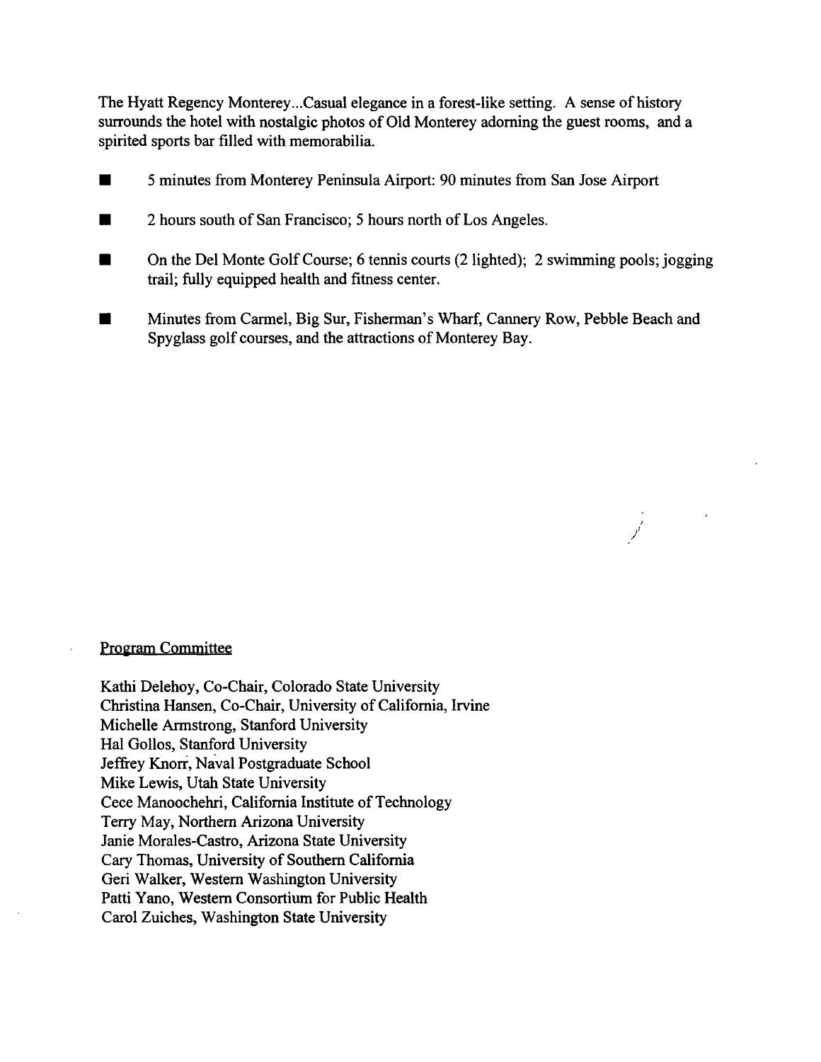The Hyatt Regency Monterey...Casual elegance in a forest-like setting. A sense of history surrounds the hotel with nostalgic photos of Old Monterey adorning the guest rooms, and a spirited sports bar filled with memorabilia.

- 5 minutes from Monterey Peninsula Airport: 90 minutes from San Jose Airport
- 2 hours south of San Francisco; 5 hours north of Los Angeles.
- On the Del Monte Golf Course; 6 tennis courts (2 lighted); 2 swimming pools; jogging trail; fully equipped health and fitness center.
- Minutes from Carmel, Big Sur, Fisherman's Wharf, Cannery Row, Pebble Beach and Spyglass golf courses, and the attractions of Monterey Bay.

Program Committee

Kathi Delehoy, Co-Chair, Colorado State University
Christina Hansen, Co-Chair, University of California, Irvine
Michelle Armstrong, Stanford University
Hal Gollos, Stanford University
Jeffrey Knorr, Naval Postgraduate School
Mike Lewis, Utah State University
Cece Manoochehri, California Institute of Technology
Terry May, Northern Arizona University
Janie Morales-Castro, Arizona State University
Cary Thomas, University of Southern California
Geri Walker, Western Washington University
Patti Yano, Western Consortium for Public Health
Carol Zuiches, Washington State University